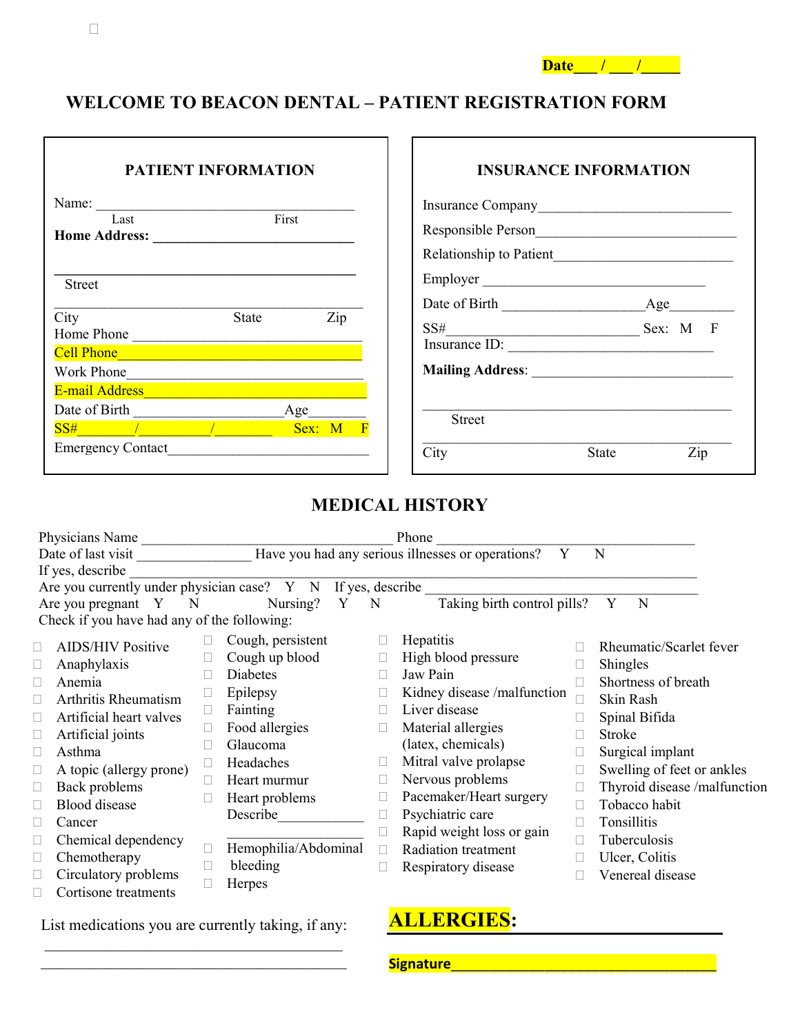☐

**Date___ / ___ /_____**

# WELCOME TO BEACON DENTAL – PATIENT REGISTRATION FORM

## PATIENT INFORMATION

Name: ______________________________________
Last First

**Home Address:** ______________________________

______________________________________________
Street

______________________________________________
City State Zip

Home Phone ___________________________________

Cell Phone____________________________________

Work Phone____________________________________

E-mail Address_________________________________

Date of Birth ____________________Age_________

SS#_______/_________/________ Sex: M F

Emergency Contact___________________________

## INSURANCE INFORMATION

Insurance Company___________________________

Responsible Person____________________________

Relationship to Patient________________________

Employer ______________________________

Date of Birth __________________Age_________

SS#_____________________________ Sex: M F

Insurance ID: ____________________________

**Mailing Address**: ____________________________

______________________________________________
Street

______________________________________________
City State Zip

## MEDICAL HISTORY

Physicians Name ___________________________________ Phone ____________________________________

Date of last visit _______________ Have you had any serious illnesses or operations? Y N

If yes, describe ________________________________________________________________________________

Are you currently under physician case? Y N If yes, describe _________________________________________

Are you pregnant Y N Nursing? Y N Taking birth control pills? Y N

Check if you have had any of the following:

- ☐ AIDS/HIV Positive
- ☐ Anaphylaxis
- ☐ Anemia
- ☐ Arthritis Rheumatism
- ☐ Artificial heart valves
- ☐ Artificial joints
- ☐ Asthma
- ☐ A topic (allergy prone)
- ☐ Back problems
- ☐ Blood disease
- ☐ Cancer
- ☐ Chemical dependency
- ☐ Chemotherapy
- ☐ Circulatory problems
- ☐ Cortisone treatments
- ☐ Cough, persistent
- ☐ Cough up blood
- ☐ Diabetes
- ☐ Epilepsy
- ☐ Fainting
- ☐ Food allergies
- ☐ Glaucoma
- ☐ Headaches
- ☐ Heart murmur
- ☐ Heart problems Describe____________ ________________
- ☐ Hemophilia/Abdominal
- ☐ bleeding
- ☐ Herpes
- ☐ Hepatitis
- ☐ High blood pressure
- ☐ Jaw Pain
- ☐ Kidney disease /malfunction
- ☐ Liver disease
- ☐ Material allergies (latex, chemicals)
- ☐ Mitral valve prolapse
- ☐ Nervous problems
- ☐ Pacemaker/Heart surgery
- ☐ Psychiatric care
- ☐ Rapid weight loss or gain
- ☐ Radiation treatment
- ☐ Respiratory disease
- ☐ Rheumatic/Scarlet fever
- ☐ Shingles
- ☐ Shortness of breath
- ☐ Skin Rash
- ☐ Spinal Bifida
- ☐ Stroke
- ☐ Surgical implant
- ☐ Swelling of feet or ankles
- ☐ Thyroid disease /malfunction
- ☐ Tobacco habit
- ☐ Tonsillitis
- ☐ Tuberculosis
- ☐ Ulcer, Colitis
- ☐ Venereal disease

List medications you are currently taking, if any:

________________________________________

________________________________________

**ALLERGIES:** ________________________

**Signature**__________________________________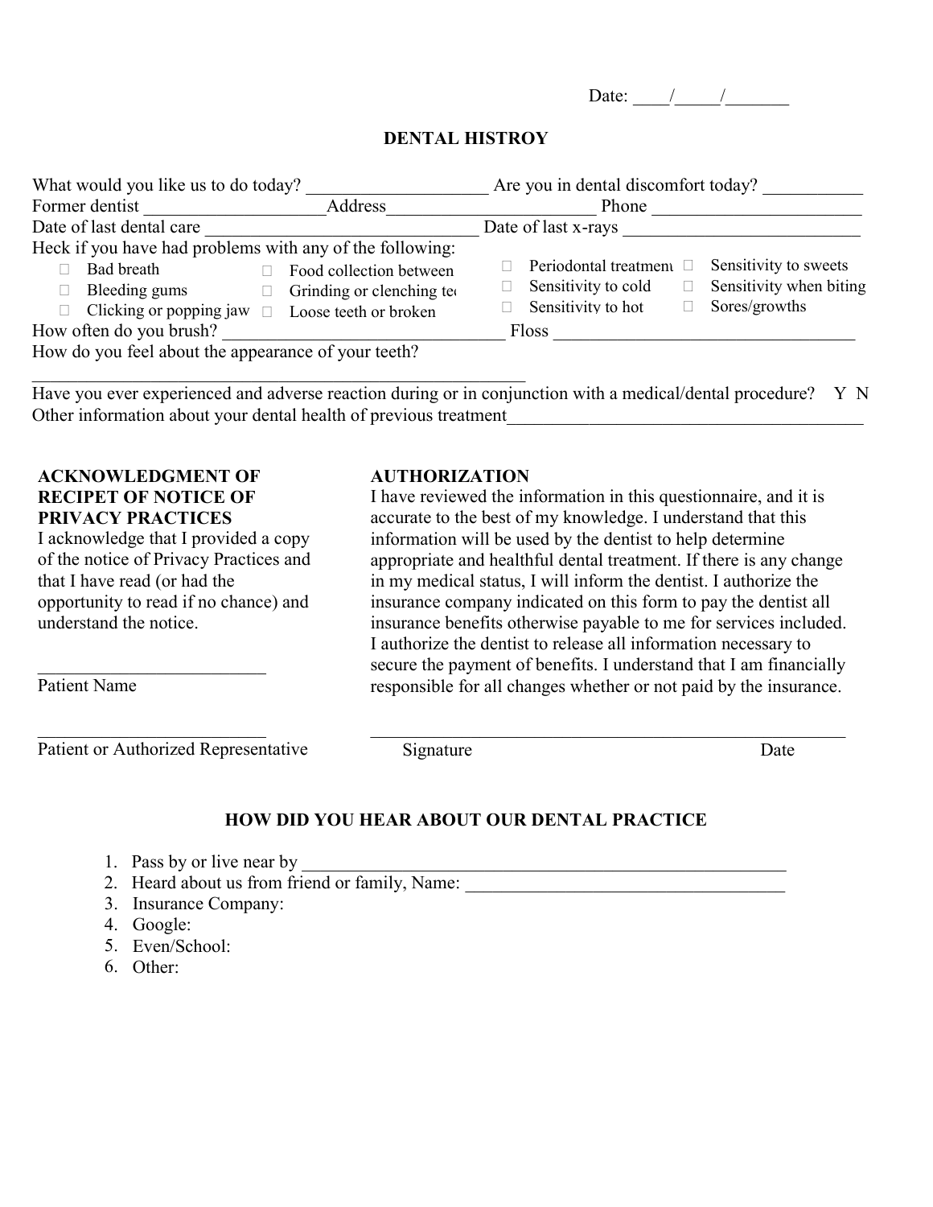Date: ____/_____/_______

# DENTAL HISTROY

What would you like us to do today? ____________________ Are you in dental discomfort today? ___________

Former dentist ____________________Address_______________________ Phone ________________________

Date of last dental care ______________________________ Date of last x-rays __________________________

Heck if you have had problems with any of the following:

- ☐ Bad breath
- ☐ Bleeding gums
- ☐ Clicking or popping jaw
- ☐ Food collection between
- ☐ Grinding or clenching te
- ☐ Loose teeth or broken
- ☐ Periodontal treatment
- ☐ Sensitivity to cold
- ☐ Sensitivity to hot
- ☐ Sensitivity to sweets
- ☐ Sensitivity when biting
- ☐ Sores/growths

How often do you brush? ________________________________ Floss __________________________________

How do you feel about the appearance of your teeth?

_______________________________________________________

Have you ever experienced and adverse reaction during or in conjunction with a medical/dental procedure? Y N

Other information about your dental health of previous treatment________________________________________

**ACKNOWLEDGMENT OF RECIPET OF NOTICE OF PRIVACY PRACTICES**

I acknowledge that I provided a copy of the notice of Privacy Practices and that I have read (or had the opportunity to read if no chance) and understand the notice.

_________________________

Patient Name

_________________________

Patient or Authorized Representative

**AUTHORIZATION**

I have reviewed the information in this questionnaire, and it is accurate to the best of my knowledge. I understand that this information will be used by the dentist to help determine appropriate and healthful dental treatment. If there is any change in my medical status, I will inform the dentist. I authorize the insurance company indicated on this form to pay the dentist all insurance benefits otherwise payable to me for services included. I authorize the dentist to release all information necessary to secure the payment of benefits. I understand that I am financially responsible for all changes whether or not paid by the insurance.

_____________________________________________________

Signature Date

## HOW DID YOU HEAR ABOUT OUR DENTAL PRACTICE

1. Pass by or live near by _______________________________________________________
2. Heard about us from friend or family, Name: ___________________________________
3. Insurance Company:
4. Google:
5. Even/School:
6. Other: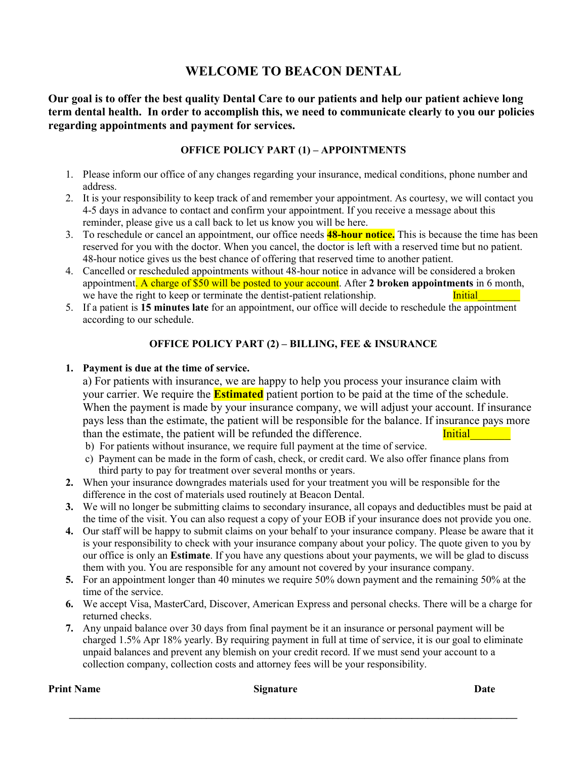# WELCOME TO BEACON DENTAL

**Our goal is to offer the best quality Dental Care to our patients and help our patient achieve long term dental health. In order to accomplish this, we need to communicate clearly to you our policies regarding appointments and payment for services.**

## OFFICE POLICY PART (1) – APPOINTMENTS

1. Please inform our office of any changes regarding your insurance, medical conditions, phone number and address.
2. It is your responsibility to keep track of and remember your appointment. As courtesy, we will contact you 4-5 days in advance to contact and confirm your appointment. If you receive a message about this reminder, please give us a call back to let us know you will be here.
3. To reschedule or cancel an appointment, our office needs **48-hour notice.** This is because the time has been reserved for you with the doctor. When you cancel, the doctor is left with a reserved time but no patient. 48-hour notice gives us the best chance of offering that reserved time to another patient.
4. Cancelled or rescheduled appointments without 48-hour notice in advance will be considered a broken appointment. A charge of $50 will be posted to your account. After **2 broken appointments** in 6 month, we have the right to keep or terminate the dentist-patient relationship. Initial________
5. If a patient is **15 minutes late** for an appointment, our office will decide to reschedule the appointment according to our schedule.

## OFFICE POLICY PART (2) – BILLING, FEE & INSURANCE

1. **Payment is due at the time of service.**
   a) For patients with insurance, we are happy to help you process your insurance claim with your carrier. We require the **Estimated** patient portion to be paid at the time of the schedule. When the payment is made by your insurance company, we will adjust your account. If insurance pays less than the estimate, the patient will be responsible for the balance. If insurance pays more than the estimate, the patient will be refunded the difference. Initial_______
   b) For patients without insurance, we require full payment at the time of service.
   c) Payment can be made in the form of cash, check, or credit card. We also offer finance plans from third party to pay for treatment over several months or years.
2. When your insurance downgrades materials used for your treatment you will be responsible for the difference in the cost of materials used routinely at Beacon Dental.
3. We will no longer be submitting claims to secondary insurance, all copays and deductibles must be paid at the time of the visit. You can also request a copy of your EOB if your insurance does not provide you one.
4. Our staff will be happy to submit claims on your behalf to your insurance company. Please be aware that it is your responsibility to check with your insurance company about your policy. The quote given to you by our office is only an **Estimate**. If you have any questions about your payments, we will be glad to discuss them with you. You are responsible for any amount not covered by your insurance company.
5. For an appointment longer than 40 minutes we require 50% down payment and the remaining 50% at the time of the service.
6. We accept Visa, MasterCard, Discover, American Express and personal checks. There will be a charge for returned checks.
7. Any unpaid balance over 30 days from final payment be it an insurance or personal payment will be charged 1.5% Apr 18% yearly. By requiring payment in full at time of service, it is our goal to eliminate unpaid balances and prevent any blemish on your credit record. If we must send your account to a collection company, collection costs and attorney fees will be your responsibility.

**Print Name** **Signature** **Date**

______________________________________________________________________________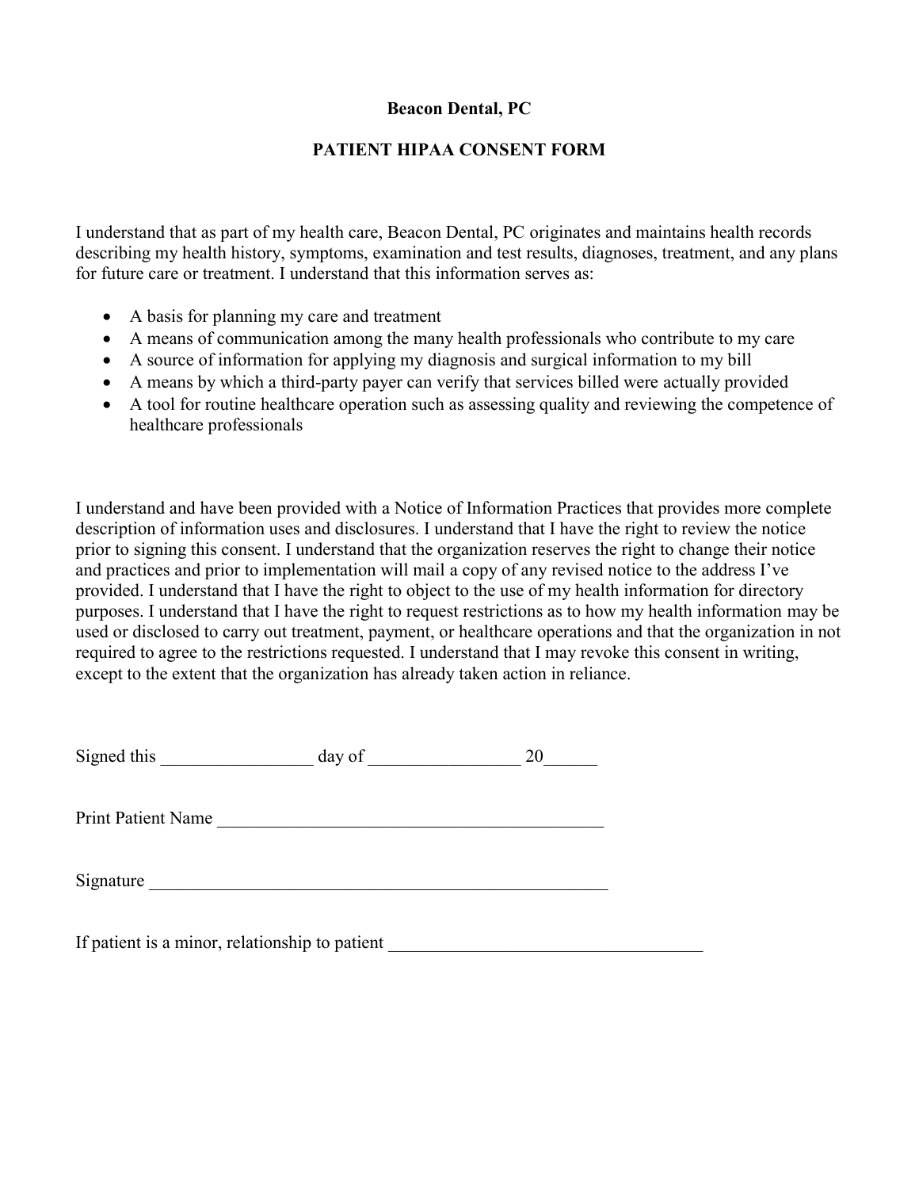**Beacon Dental, PC**

**PATIENT HIPAA CONSENT FORM**

I understand that as part of my health care, Beacon Dental, PC originates and maintains health records describing my health history, symptoms, examination and test results, diagnoses, treatment, and any plans for future care or treatment. I understand that this information serves as:

- A basis for planning my care and treatment
- A means of communication among the many health professionals who contribute to my care
- A source of information for applying my diagnosis and surgical information to my bill
- A means by which a third-party payer can verify that services billed were actually provided
- A tool for routine healthcare operation such as assessing quality and reviewing the competence of healthcare professionals

I understand and have been provided with a Notice of Information Practices that provides more complete description of information uses and disclosures. I understand that I have the right to review the notice prior to signing this consent. I understand that the organization reserves the right to change their notice and practices and prior to implementation will mail a copy of any revised notice to the address I've provided. I understand that I have the right to object to the use of my health information for directory purposes. I understand that I have the right to request restrictions as to how my health information may be used or disclosed to carry out treatment, payment, or healthcare operations and that the organization in not required to agree to the restrictions requested. I understand that I may revoke this consent in writing, except to the extent that the organization has already taken action in reliance.

Signed this _________________ day of _________________ 20______

Print Patient Name ____________________________________________

Signature ____________________________________________________

If patient is a minor, relationship to patient ___________________________________